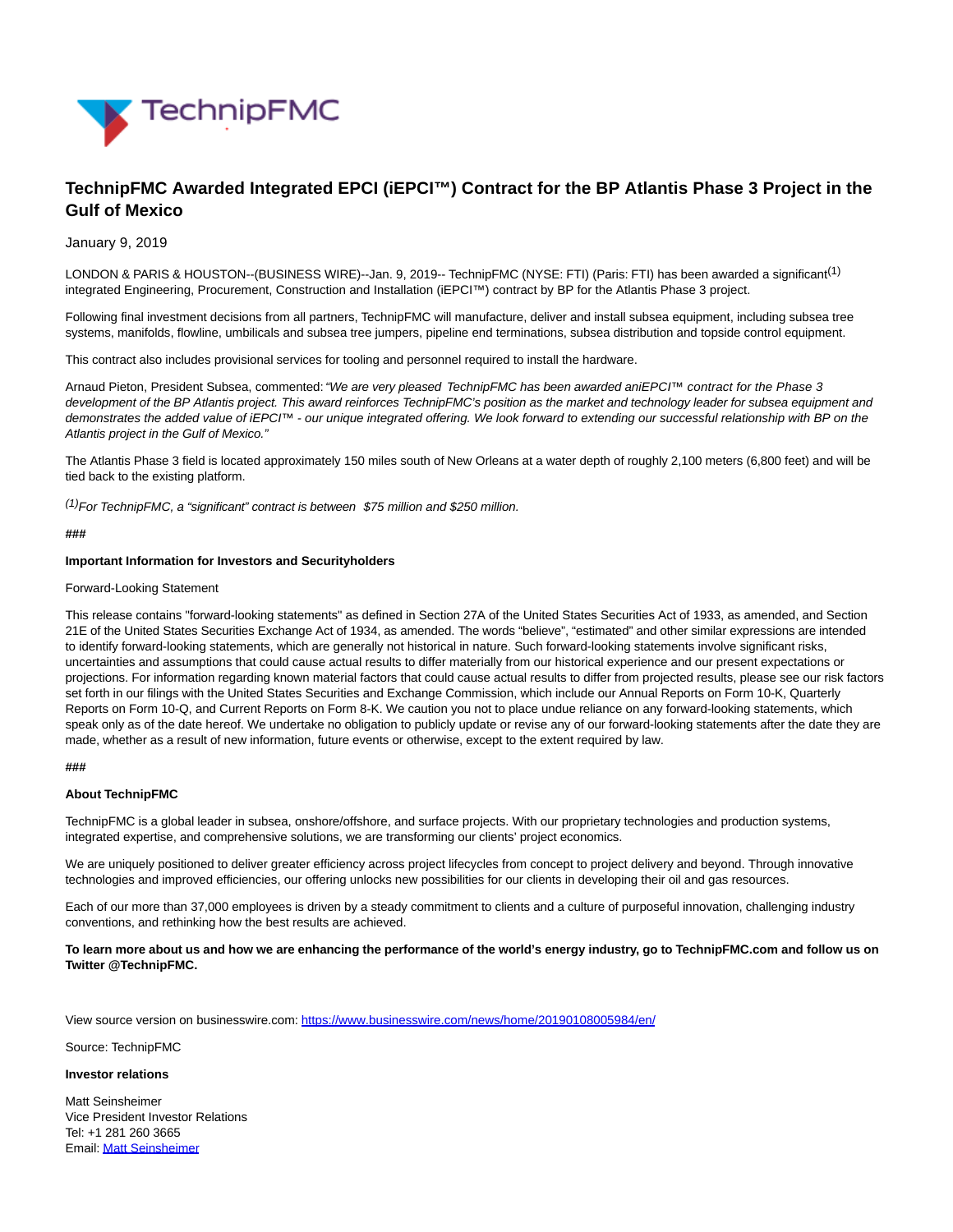# TechnipFMC Awarded Integrated EPCI (iEPCI™) Contract for the BP Atlantis Phase 3 Project in the Gulf of Mexico

January 9, 2019

LONDON & PARIS & HOUSTON--(BUSINESS WIRE)--Jan. 9, 2019-- TechnipFMC (NYSE: FTI) (Paris: FTI) has been awarded a significant[(1)] integrated Engineering, Procurement, Construction and Installation (iEPCI™) contract by BP for the Atlantis Phase 3 project.

Following final investment decisions from all partners, TechnipFMC will manufacture, deliver and install subsea equipment, including subsea tree systems, manifolds, flowline, umbilicals and subsea tree jumpers, pipeline end terminations, subsea distribution and topside control equipment.

This contract also includes provisional services for tooling and personnel required to install the hardware.

Arnaud Pieton, President Subsea, commented: *"We are very pleased TechnipFMC has been awarded aniEPCI™ contract for the Phase 3 development of the BP Atlantis project. This award reinforces TechnipFMC's position as the market and technology leader for subsea equipment and demonstrates the added value of iEPCI™ - our unique integrated offering. We look forward to extending our successful relationship with BP on the Atlantis project in the Gulf of Mexico."*

The Atlantis Phase 3 field is located approximately 150 miles south of New Orleans at a water depth of roughly 2,100 meters (6,800 feet) and will be tied back to the existing platform.

*[(1)]For TechnipFMC, a "significant" contract is between $75 million and $250 million.*

###

**Important Information for Investors and Securityholders**

Forward-Looking Statement

This release contains "forward-looking statements" as defined in Section 27A of the United States Securities Act of 1933, as amended, and Section 21E of the United States Securities Exchange Act of 1934, as amended. The words "believe", "estimated" and other similar expressions are intended to identify forward-looking statements, which are generally not historical in nature. Such forward-looking statements involve significant risks, uncertainties and assumptions that could cause actual results to differ materially from our historical experience and our present expectations or projections. For information regarding known material factors that could cause actual results to differ from projected results, please see our risk factors set forth in our filings with the United States Securities and Exchange Commission, which include our Annual Reports on Form 10-K, Quarterly Reports on Form 10-Q, and Current Reports on Form 8-K. We caution you not to place undue reliance on any forward-looking statements, which speak only as of the date hereof. We undertake no obligation to publicly update or revise any of our forward-looking statements after the date they are made, whether as a result of new information, future events or otherwise, except to the extent required by law.

###

**About TechnipFMC**

TechnipFMC is a global leader in subsea, onshore/offshore, and surface projects. With our proprietary technologies and production systems, integrated expertise, and comprehensive solutions, we are transforming our clients' project economics.

We are uniquely positioned to deliver greater efficiency across project lifecycles from concept to project delivery and beyond. Through innovative technologies and improved efficiencies, our offering unlocks new possibilities for our clients in developing their oil and gas resources.

Each of our more than 37,000 employees is driven by a steady commitment to clients and a culture of purposeful innovation, challenging industry conventions, and rethinking how the best results are achieved.

**To learn more about us and how we are enhancing the performance of the world's energy industry, go to TechnipFMC.com and follow us on Twitter @TechnipFMC.**

View source version on businesswire.com: https://www.businesswire.com/news/home/20190108005984/en/

Source: TechnipFMC

**Investor relations**

Matt Seinsheimer
Vice President Investor Relations
Tel: +1 281 260 3665
Email: Matt Seinsheimer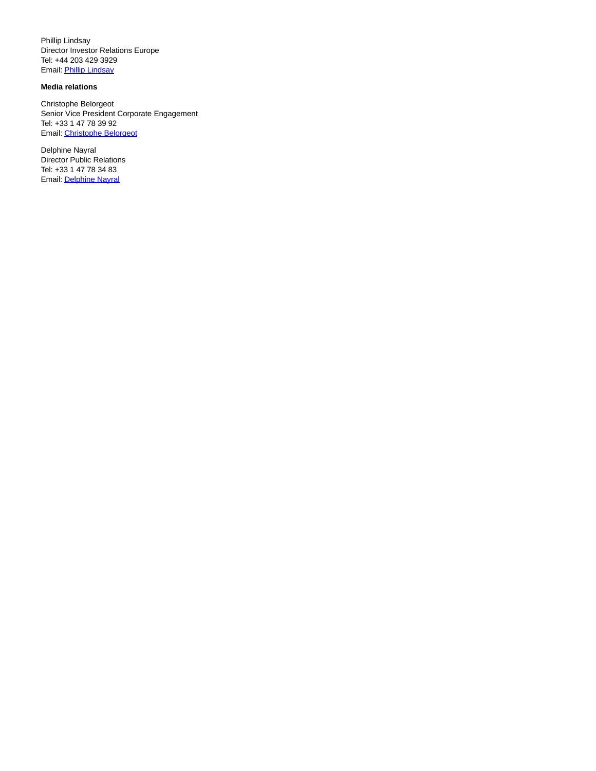Phillip Lindsay
Director Investor Relations Europe
Tel: +44 203 429 3929
Email: Phillip Lindsay

**Media relations**

Christophe Belorgeot
Senior Vice President Corporate Engagement
Tel: +33 1 47 78 39 92
Email: Christophe Belorgeot

Delphine Nayral
Director Public Relations
Tel: +33 1 47 78 34 83
Email: Delphine Nayral